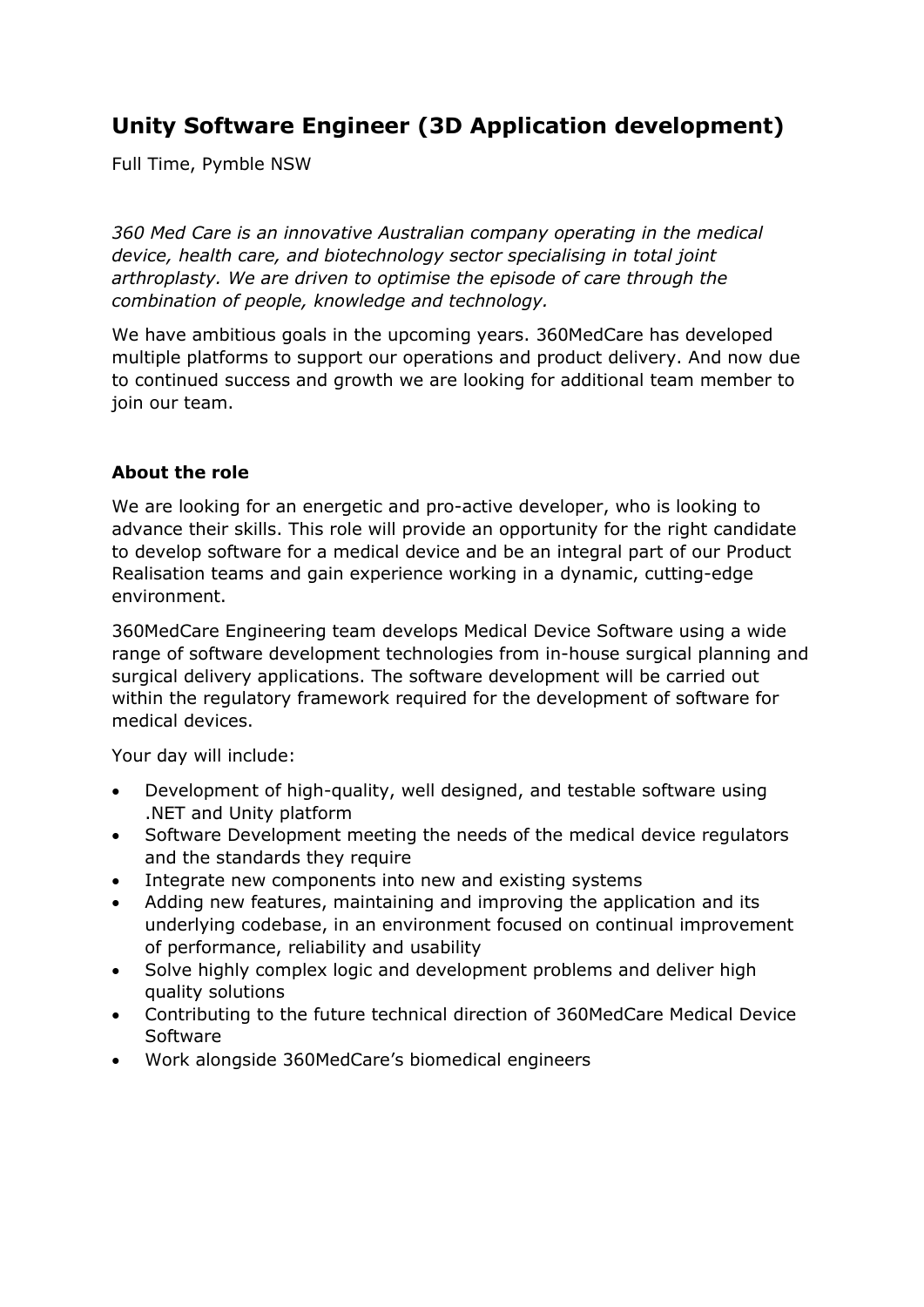# Unity Software Engineer (3D Application development)

Full Time, Pymble NSW

*360 Med Care is an innovative Australian company operating in the medical device, health care, and biotechnology sector specialising in total joint arthroplasty. We are driven to optimise the episode of care through the combination of people, knowledge and technology.*

We have ambitious goals in the upcoming years. 360MedCare has developed multiple platforms to support our operations and product delivery. And now due to continued success and growth we are looking for additional team member to join our team.

## About the role

We are looking for an energetic and pro-active developer, who is looking to advance their skills. This role will provide an opportunity for the right candidate to develop software for a medical device and be an integral part of our Product Realisation teams and gain experience working in a dynamic, cutting-edge environment.

360MedCare Engineering team develops Medical Device Software using a wide range of software development technologies from in-house surgical planning and surgical delivery applications. The software development will be carried out within the regulatory framework required for the development of software for medical devices.

Your day will include:

- Development of high-quality, well designed, and testable software using .NET and Unity platform
- Software Development meeting the needs of the medical device regulators and the standards they require
- Integrate new components into new and existing systems
- Adding new features, maintaining and improving the application and its underlying codebase, in an environment focused on continual improvement of performance, reliability and usability
- Solve highly complex logic and development problems and deliver high quality solutions
- Contributing to the future technical direction of 360MedCare Medical Device Software
- Work alongside 360MedCare's biomedical engineers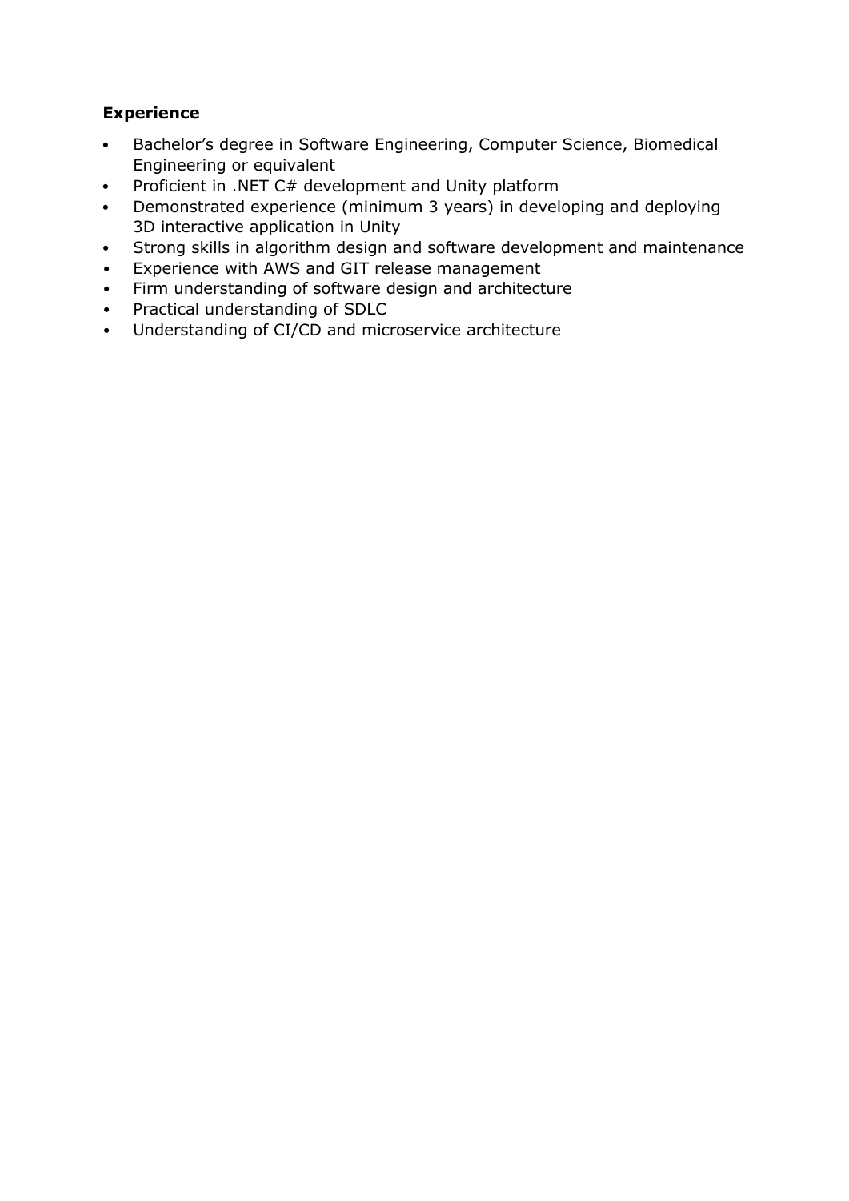**Experience**

- Bachelor's degree in Software Engineering, Computer Science, Biomedical Engineering or equivalent
- Proficient in .NET C# development and Unity platform
- Demonstrated experience (minimum 3 years) in developing and deploying 3D interactive application in Unity
- Strong skills in algorithm design and software development and maintenance
- Experience with AWS and GIT release management
- Firm understanding of software design and architecture
- Practical understanding of SDLC
- Understanding of CI/CD and microservice architecture